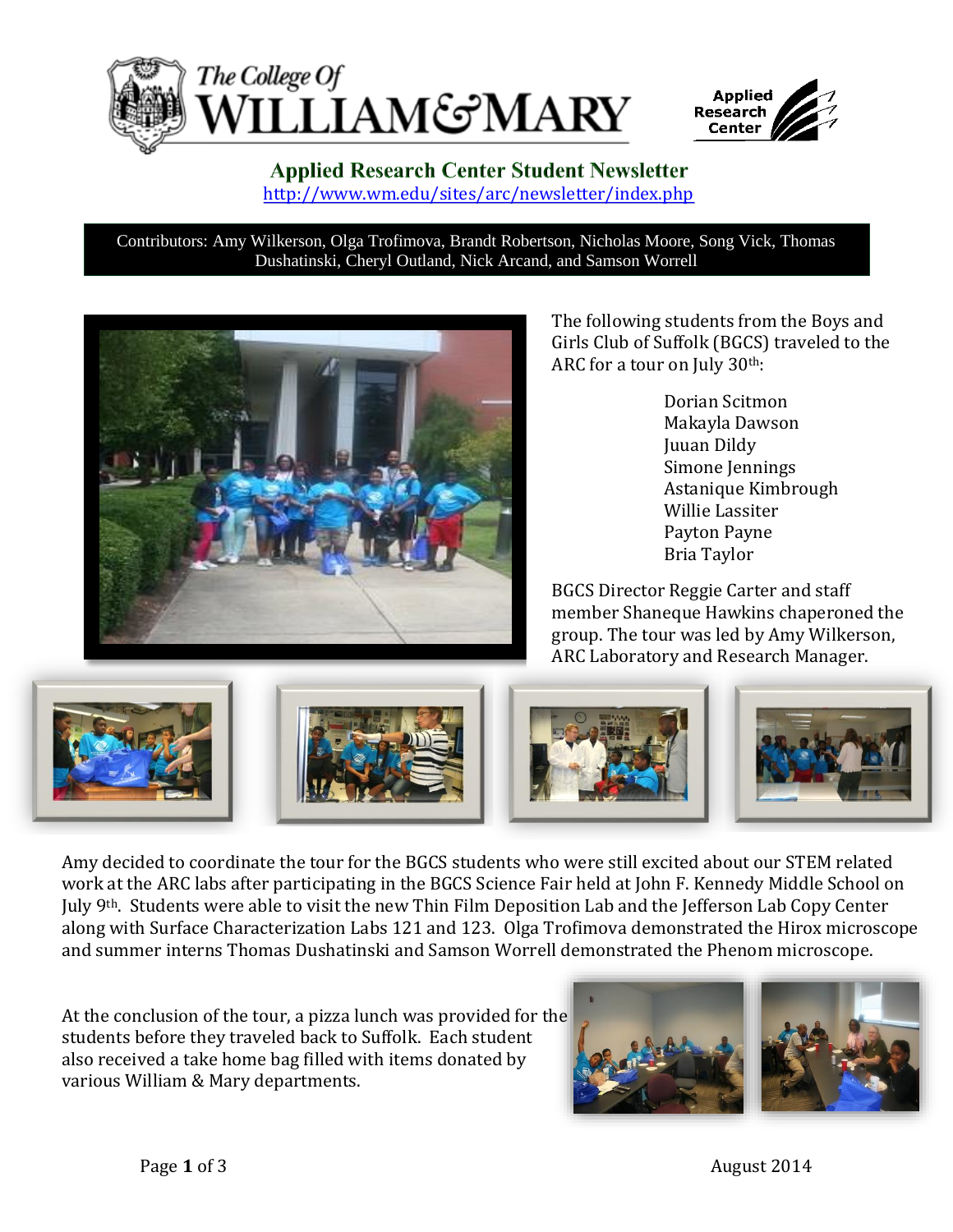# Applied Research Center Student Newsletter

http://www.wm.edu/sites/arc/newsletter/index.php

Contributors: Amy Wilkerson, Olga Trofimova, Brandt Robertson, Nicholas Moore, Song Vick, Thomas Dushatinski, Cheryl Outland, Nick Arcand, and Samson Worrell

The following students from the Boys and Girls Club of Suffolk (BGCS) traveled to the ARC for a tour on July 30th:

- Dorian Scitmon
- Makayla Dawson
- Juuan Dildy
- Simone Jennings
- Astanique Kimbrough
- Willie Lassiter
- Payton Payne
- Bria Taylor

BGCS Director Reggie Carter and staff member Shaneque Hawkins chaperoned the group. The tour was led by Amy Wilkerson, ARC Laboratory and Research Manager.

Amy decided to coordinate the tour for the BGCS students who were still excited about our STEM related work at the ARC labs after participating in the BGCS Science Fair held at John F. Kennedy Middle School on July 9th. Students were able to visit the new Thin Film Deposition Lab and the Jefferson Lab Copy Center along with Surface Characterization Labs 121 and 123. Olga Trofimova demonstrated the Hirox microscope and summer interns Thomas Dushatinski and Samson Worrell demonstrated the Phenom microscope.

At the conclusion of the tour, a pizza lunch was provided for the students before they traveled back to Suffolk. Each student also received a take home bag filled with items donated by various William & Mary departments.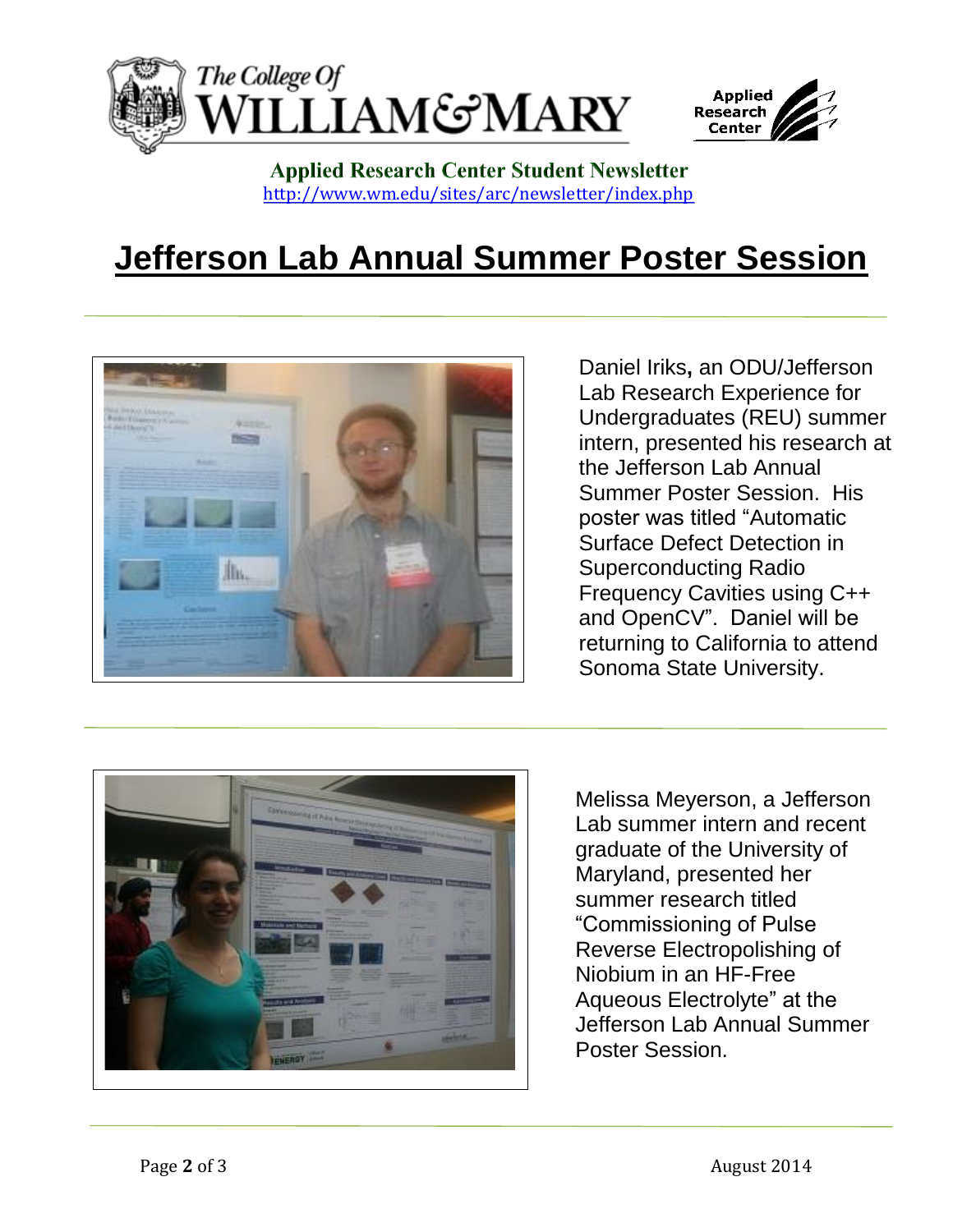**Applied Research Center Student Newsletter**
http://www.wm.edu/sites/arc/newsletter/index.php

# Jefferson Lab Annual Summer Poster Session

Daniel Iriks**,** an ODU/Jefferson Lab Research Experience for Undergraduates (REU) summer intern, presented his research at the Jefferson Lab Annual Summer Poster Session. His poster was titled "Automatic Surface Defect Detection in Superconducting Radio Frequency Cavities using C++ and OpenCV". Daniel will be returning to California to attend Sonoma State University.

Melissa Meyerson, a Jefferson Lab summer intern and recent graduate of the University of Maryland, presented her summer research titled "Commissioning of Pulse Reverse Electropolishing of Niobium in an HF-Free Aqueous Electrolyte" at the Jefferson Lab Annual Summer Poster Session.

August 2014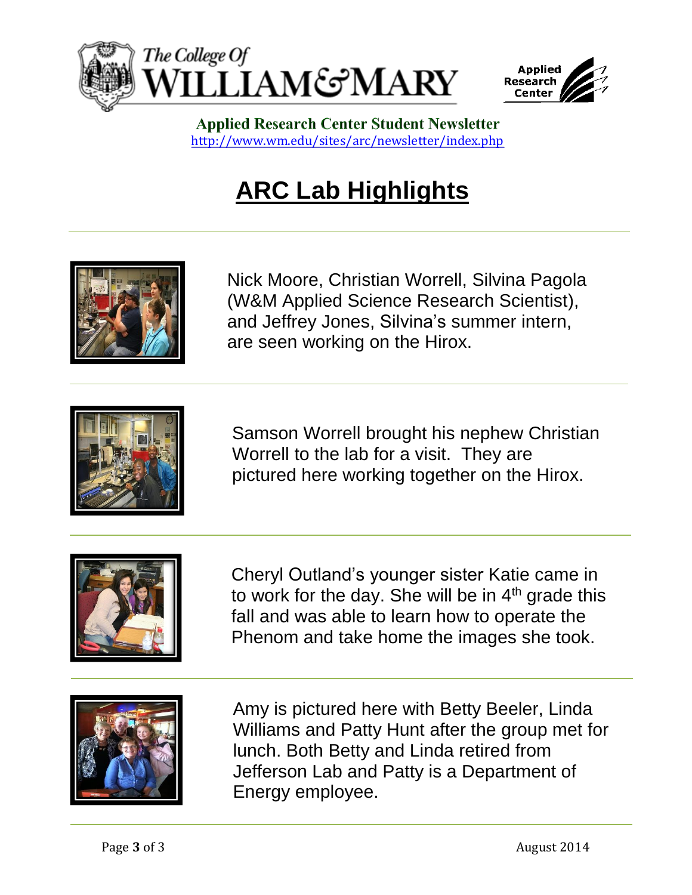Applied Research Center Student Newsletter

http://www.wm.edu/sites/arc/newsletter/index.php

# ARC Lab Highlights

Nick Moore, Christian Worrell, Silvina Pagola (W&M Applied Science Research Scientist), and Jeffrey Jones, Silvina's summer intern, are seen working on the Hirox.

Samson Worrell brought his nephew Christian Worrell to the lab for a visit. They are pictured here working together on the Hirox.

Cheryl Outland's younger sister Katie came in to work for the day. She will be in 4th grade this fall and was able to learn how to operate the Phenom and take home the images she took.

Amy is pictured here with Betty Beeler, Linda Williams and Patty Hunt after the group met for lunch. Both Betty and Linda retired from Jefferson Lab and Patty is a Department of Energy employee.